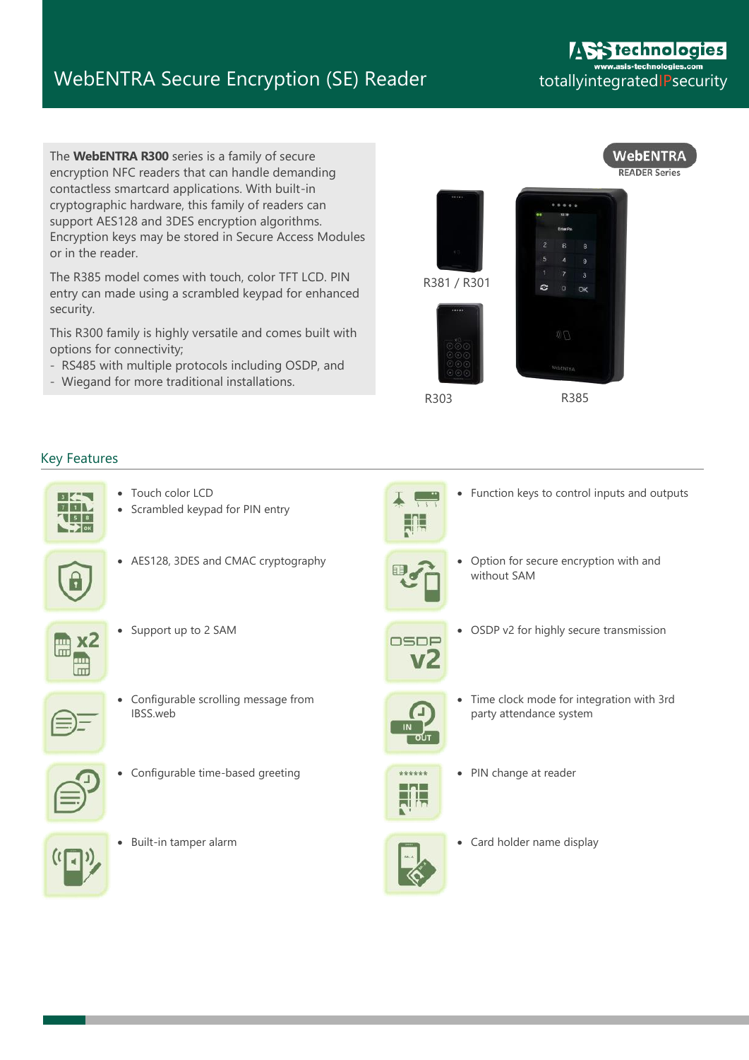# WebENTRA Secure Encryption (SE) Reader

totallyintegratedIPsecurity

The **WebENTRA R300** series is a family of secure encryption NFC readers that can handle demanding contactless smartcard applications. With built-in cryptographic hardware, this family of readers can support AES128 and 3DES encryption algorithms. Encryption keys may be stored in Secure Access Modules or in the reader.

The R385 model comes with touch, color TFT LCD. PIN entry can made using a scrambled keypad for enhanced security.

This R300 family is highly versatile and comes built with options for connectivity;

- RS485 with multiple protocols including OSDP, and
- Wiegand for more traditional installations.

R381 / R301

R303

R385

## Key Features

- Touch color LCD
- Scrambled keypad for PIN entry
- AES128, 3DES and CMAC cryptography
- Support up to 2 SAM
- Configurable scrolling message from IBSS.web
- Configurable time-based greeting
- Built-in tamper alarm
- Function keys to control inputs and outputs
- Option for secure encryption with and without SAM
- OSDP v2 for highly secure transmission
- Time clock mode for integration with 3rd party attendance system
- PIN change at reader
- Card holder name display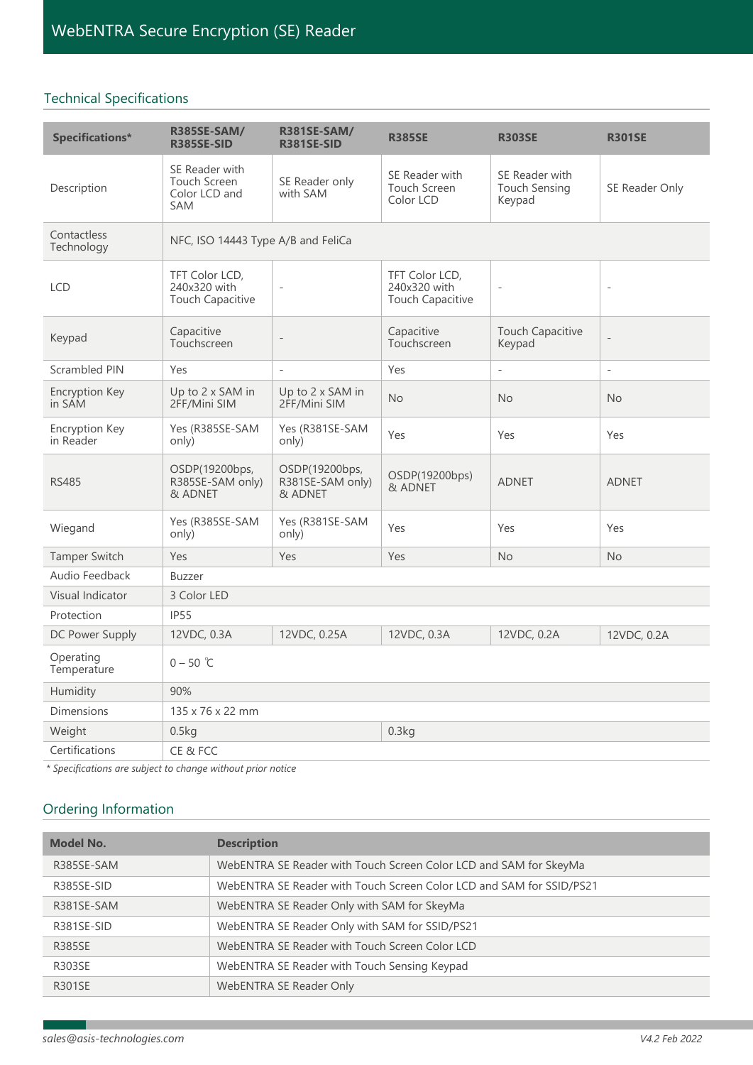# WebENTRA Secure Encryption (SE) Reader

## Technical Specifications

| Specifications* | R385SE-SAM/ R385SE-SID | R381SE-SAM/ R381SE-SID | R385SE | R303SE | R301SE |
|---|---|---|---|---|---|
| Description | SE Reader with Touch Screen Color LCD and SAM | SE Reader only with SAM | SE Reader with Touch Screen Color LCD | SE Reader with Touch Sensing Keypad | SE Reader Only |
| Contactless Technology | NFC, ISO 14443 Type A/B and FeliCa | | | | |
| LCD | TFT Color LCD, 240x320 with Touch Capacitive | - | TFT Color LCD, 240x320 with Touch Capacitive | - | - |
| Keypad | Capacitive Touchscreen | - | Capacitive Touchscreen | Touch Capacitive Keypad | - |
| Scrambled PIN | Yes | - | Yes | - | - |
| Encryption Key in SAM | Up to 2 x SAM in 2FF/Mini SIM | Up to 2 x SAM in 2FF/Mini SIM | No | No | No |
| Encryption Key in Reader | Yes (R385SE-SAM only) | Yes (R381SE-SAM only) | Yes | Yes | Yes |
| RS485 | OSDP(19200bps, R385SE-SAM only) & ADNET | OSDP(19200bps, R381SE-SAM only) & ADNET | OSDP(19200bps) & ADNET | ADNET | ADNET |
| Wiegand | Yes (R385SE-SAM only) | Yes (R381SE-SAM only) | Yes | Yes | Yes |
| Tamper Switch | Yes | Yes | Yes | No | No |
| Audio Feedback | Buzzer | | | | |
| Visual Indicator | 3 Color LED | | | | |
| Protection | IP55 | | | | |
| DC Power Supply | 12VDC, 0.3A | 12VDC, 0.25A | 12VDC, 0.3A | 12VDC, 0.2A | 12VDC, 0.2A |
| Operating Temperature | 0 – 50 ℃ | | | | |
| Humidity | 90% | | | | |
| Dimensions | 135 x 76 x 22 mm | | | | |
| Weight | 0.5kg | | 0.3kg | | |
| Certifications | CE & FCC | | | | |

*\* Specifications are subject to change without prior notice*

## Ordering Information

| Model No. | Description |
|---|---|
| R385SE-SAM | WebENTRA SE Reader with Touch Screen Color LCD and SAM for SkeyMa |
| R385SE-SID | WebENTRA SE Reader with Touch Screen Color LCD and SAM for SSID/PS21 |
| R381SE-SAM | WebENTRA SE Reader Only with SAM for SkeyMa |
| R381SE-SID | WebENTRA SE Reader Only with SAM for SSID/PS21 |
| R385SE | WebENTRA SE Reader with Touch Screen Color LCD |
| R303SE | WebENTRA SE Reader with Touch Sensing Keypad |
| R301SE | WebENTRA SE Reader Only |

*sales@asis-technologies.com* *V4.2 Feb 2022*